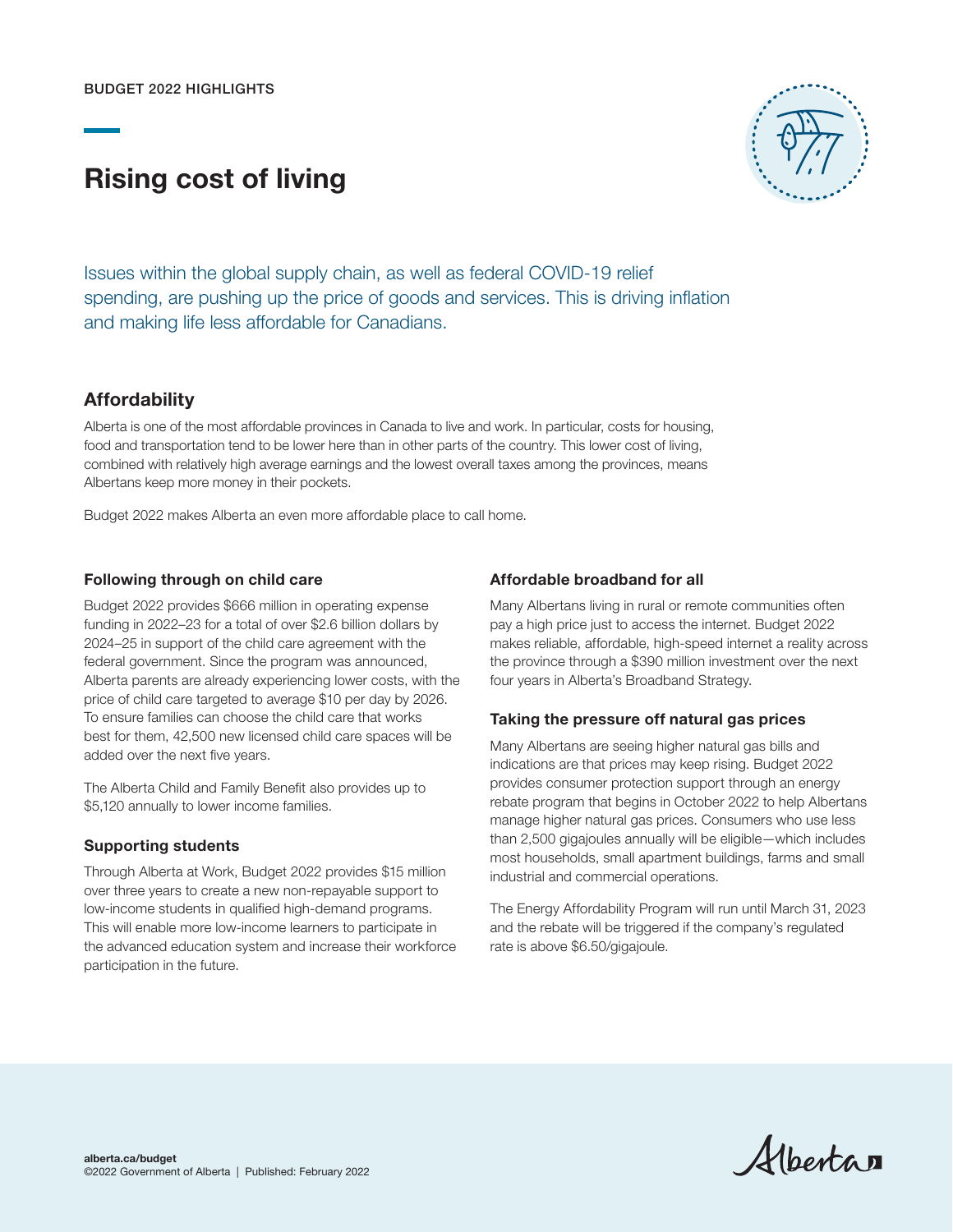BUDGET 2022 HIGHLIGHTS

# Rising cost of living

Issues within the global supply chain, as well as federal COVID-19 relief spending, are pushing up the price of goods and services. This is driving inflation and making life less affordable for Canadians.

## Affordability

Alberta is one of the most affordable provinces in Canada to live and work. In particular, costs for housing, food and transportation tend to be lower here than in other parts of the country. This lower cost of living, combined with relatively high average earnings and the lowest overall taxes among the provinces, means Albertans keep more money in their pockets.

Budget 2022 makes Alberta an even more affordable place to call home.

### Following through on child care

Budget 2022 provides $666 million in operating expense funding in 2022–23 for a total of over $2.6 billion dollars by 2024–25 in support of the child care agreement with the federal government. Since the program was announced, Alberta parents are already experiencing lower costs, with the price of child care targeted to average $10 per day by 2026. To ensure families can choose the child care that works best for them, 42,500 new licensed child care spaces will be added over the next five years.

The Alberta Child and Family Benefit also provides up to $5,120 annually to lower income families.

### Supporting students

Through Alberta at Work, Budget 2022 provides $15 million over three years to create a new non-repayable support to low-income students in qualified high-demand programs. This will enable more low-income learners to participate in the advanced education system and increase their workforce participation in the future.

### Affordable broadband for all

Many Albertans living in rural or remote communities often pay a high price just to access the internet. Budget 2022 makes reliable, affordable, high-speed internet a reality across the province through a $390 million investment over the next four years in Alberta's Broadband Strategy.

### Taking the pressure off natural gas prices

Many Albertans are seeing higher natural gas bills and indications are that prices may keep rising. Budget 2022 provides consumer protection support through an energy rebate program that begins in October 2022 to help Albertans manage higher natural gas prices. Consumers who use less than 2,500 gigajoules annually will be eligible—which includes most households, small apartment buildings, farms and small industrial and commercial operations.

The Energy Affordability Program will run until March 31, 2023 and the rebate will be triggered if the company's regulated rate is above $6.50/gigajoule.

**alberta.ca/budget**
©2022 Government of Alberta | Published: February 2022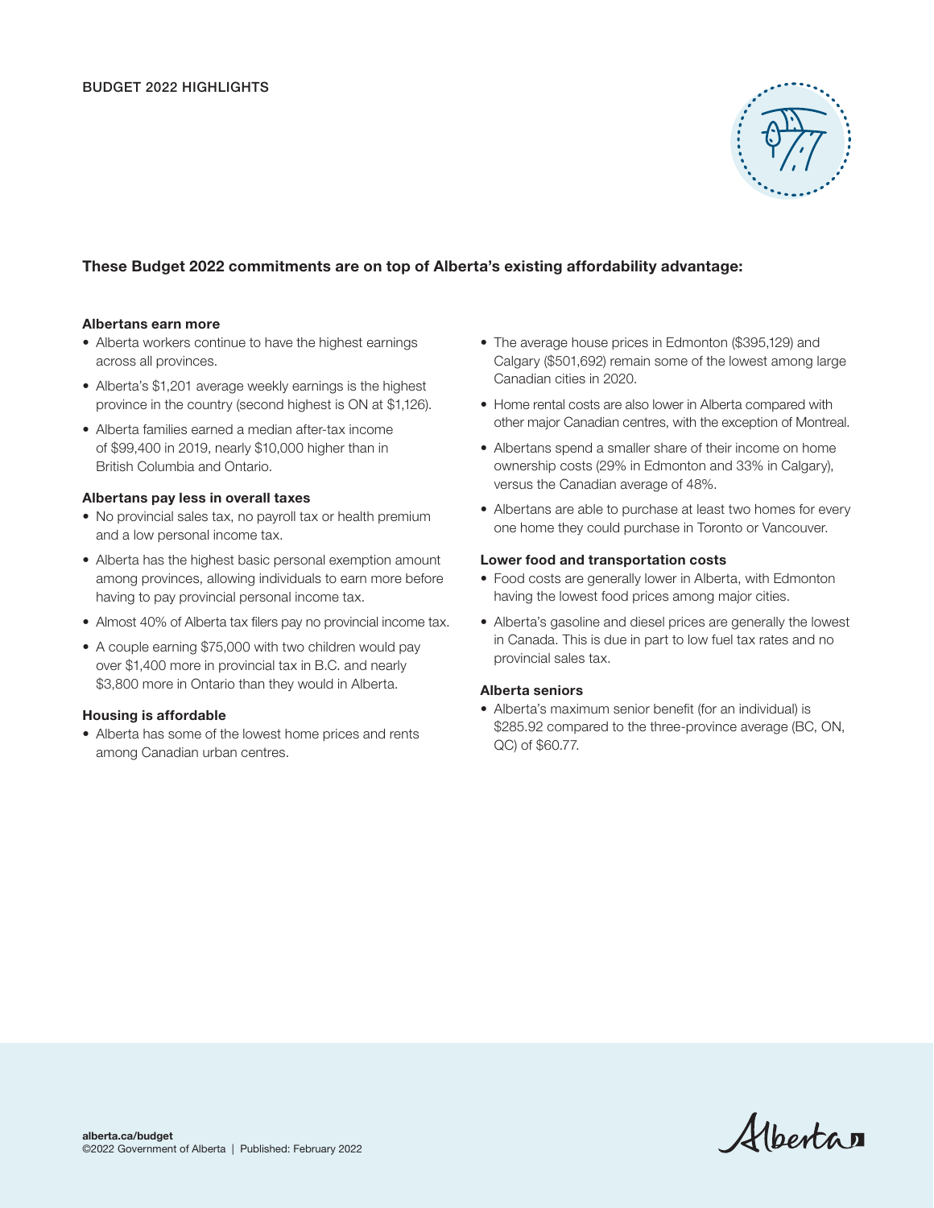BUDGET 2022 HIGHLIGHTS

**These Budget 2022 commitments are on top of Alberta's existing affordability advantage:**

**Albertans earn more**

- Alberta workers continue to have the highest earnings across all provinces.
- Alberta's $1,201 average weekly earnings is the highest province in the country (second highest is ON at $1,126).
- Alberta families earned a median after-tax income of $99,400 in 2019, nearly $10,000 higher than in British Columbia and Ontario.

**Albertans pay less in overall taxes**

- No provincial sales tax, no payroll tax or health premium and a low personal income tax.
- Alberta has the highest basic personal exemption amount among provinces, allowing individuals to earn more before having to pay provincial personal income tax.
- Almost 40% of Alberta tax filers pay no provincial income tax.
- A couple earning $75,000 with two children would pay over $1,400 more in provincial tax in B.C. and nearly $3,800 more in Ontario than they would in Alberta.

**Housing is affordable**

- Alberta has some of the lowest home prices and rents among Canadian urban centres.
- The average house prices in Edmonton ($395,129) and Calgary ($501,692) remain some of the lowest among large Canadian cities in 2020.
- Home rental costs are also lower in Alberta compared with other major Canadian centres, with the exception of Montreal.
- Albertans spend a smaller share of their income on home ownership costs (29% in Edmonton and 33% in Calgary), versus the Canadian average of 48%.
- Albertans are able to purchase at least two homes for every one home they could purchase in Toronto or Vancouver.

**Lower food and transportation costs**

- Food costs are generally lower in Alberta, with Edmonton having the lowest food prices among major cities.
- Alberta's gasoline and diesel prices are generally the lowest in Canada. This is due in part to low fuel tax rates and no provincial sales tax.

**Alberta seniors**

- Alberta's maximum senior benefit (for an individual) is $285.92 compared to the three-province average (BC, ON, QC) of $60.77.

**alberta.ca/budget**
©2022 Government of Alberta | Published: February 2022